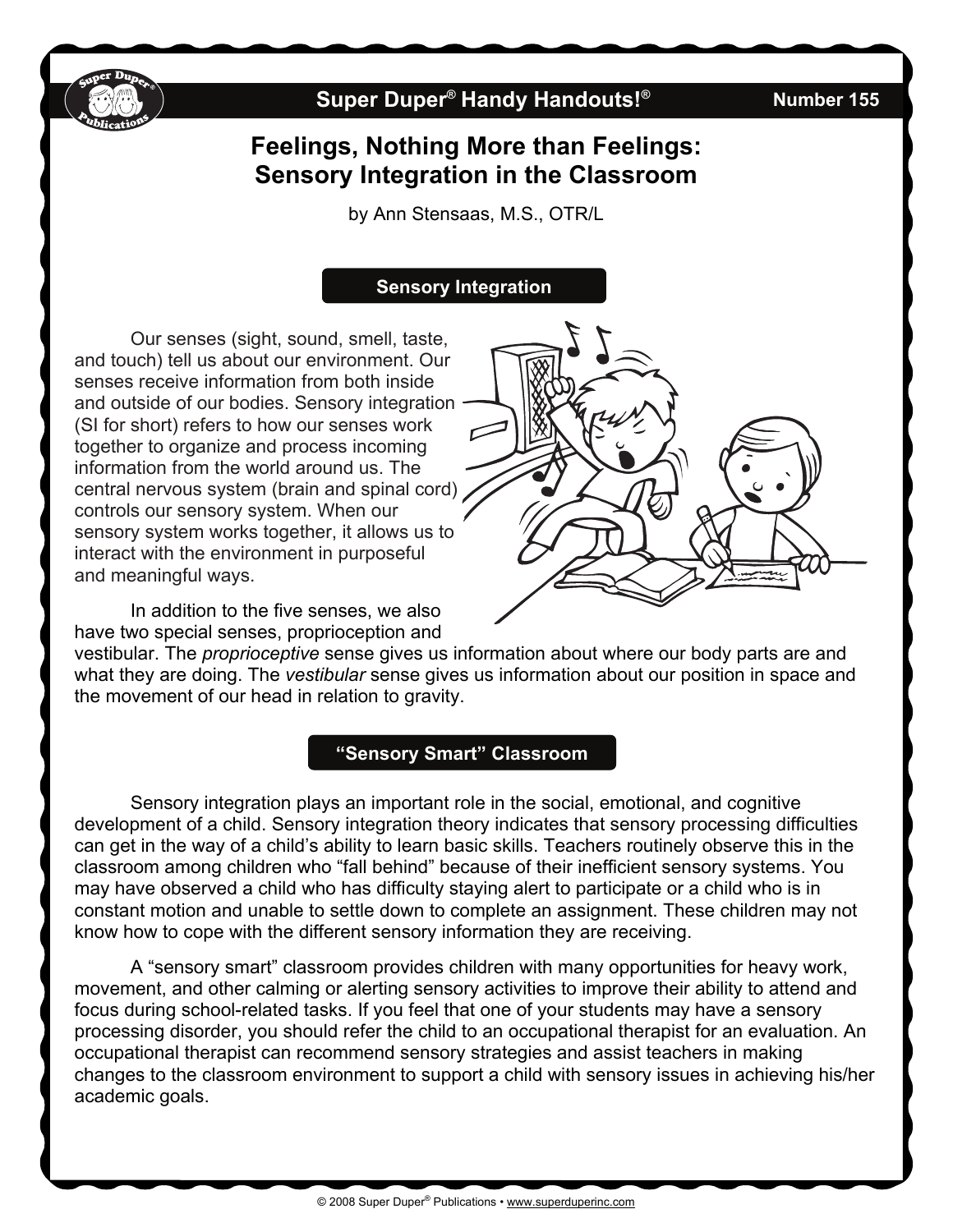Super Duper® Handy Handouts!® Number 155

# Feelings, Nothing More than Feelings: Sensory Integration in the Classroom

by Ann Stensaas, M.S., OTR/L

## Sensory Integration

Our senses (sight, sound, smell, taste, and touch) tell us about our environment. Our senses receive information from both inside and outside of our bodies. Sensory integration (SI for short) refers to how our senses work together to organize and process incoming information from the world around us. The central nervous system (brain and spinal cord) controls our sensory system. When our sensory system works together, it allows us to interact with the environment in purposeful and meaningful ways.

In addition to the five senses, we also have two special senses, proprioception and vestibular. The *proprioceptive* sense gives us information about where our body parts are and what they are doing. The *vestibular* sense gives us information about our position in space and the movement of our head in relation to gravity.

## "Sensory Smart" Classroom

Sensory integration plays an important role in the social, emotional, and cognitive development of a child. Sensory integration theory indicates that sensory processing difficulties can get in the way of a child's ability to learn basic skills. Teachers routinely observe this in the classroom among children who "fall behind" because of their inefficient sensory systems. You may have observed a child who has difficulty staying alert to participate or a child who is in constant motion and unable to settle down to complete an assignment. These children may not know how to cope with the different sensory information they are receiving.

A "sensory smart" classroom provides children with many opportunities for heavy work, movement, and other calming or alerting sensory activities to improve their ability to attend and focus during school-related tasks. If you feel that one of your students may have a sensory processing disorder, you should refer the child to an occupational therapist for an evaluation. An occupational therapist can recommend sensory strategies and assist teachers in making changes to the classroom environment to support a child with sensory issues in achieving his/her academic goals.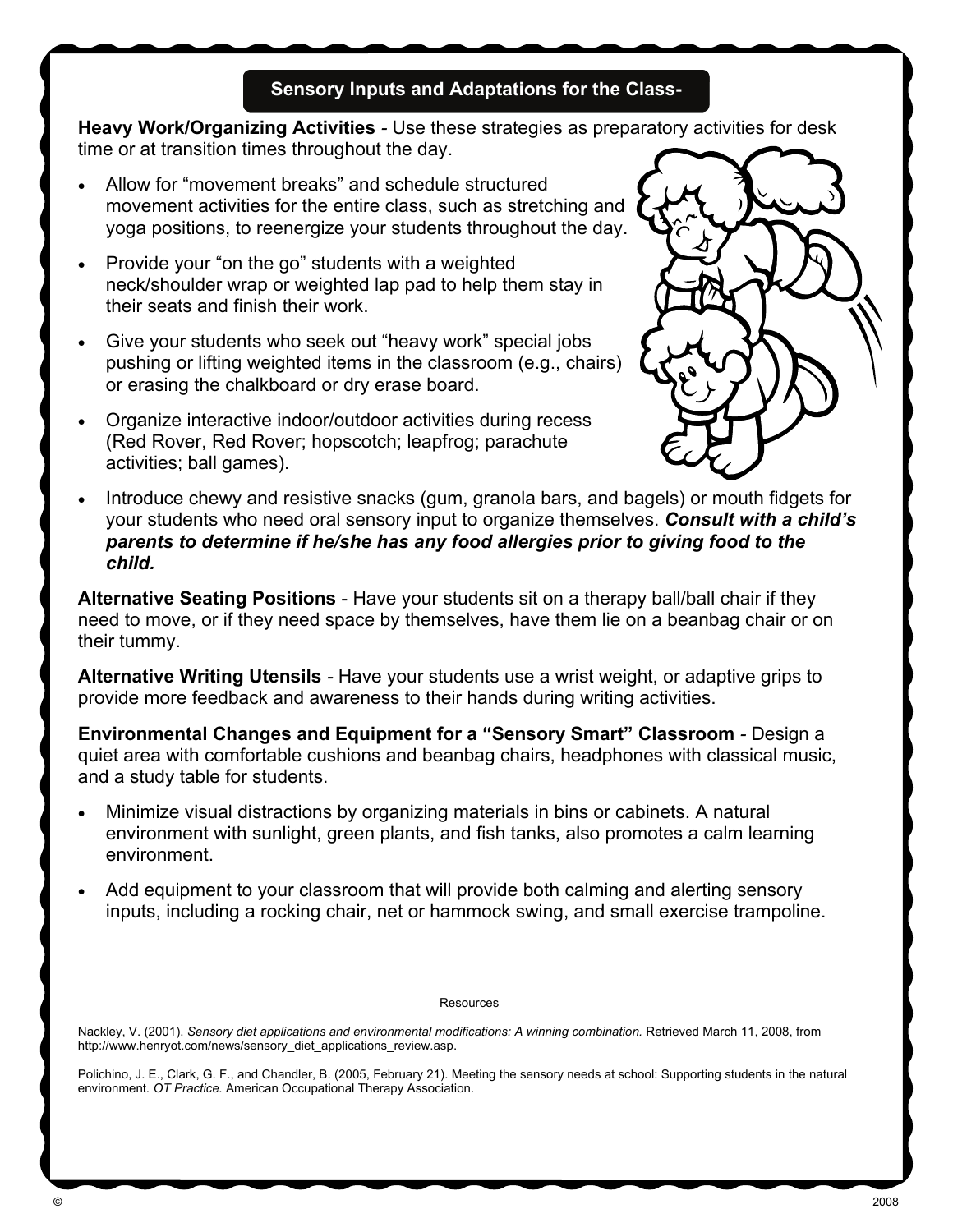## Sensory Inputs and Adaptations for the Class-

**Heavy Work/Organizing Activities** - Use these strategies as preparatory activities for desk time or at transition times throughout the day.

- Allow for "movement breaks" and schedule structured movement activities for the entire class, such as stretching and yoga positions, to reenergize your students throughout the day.
- Provide your "on the go" students with a weighted neck/shoulder wrap or weighted lap pad to help them stay in their seats and finish their work.
- Give your students who seek out "heavy work" special jobs pushing or lifting weighted items in the classroom (e.g., chairs) or erasing the chalkboard or dry erase board.
- Organize interactive indoor/outdoor activities during recess (Red Rover, Red Rover; hopscotch; leapfrog; parachute activities; ball games).
- Introduce chewy and resistive snacks (gum, granola bars, and bagels) or mouth fidgets for your students who need oral sensory input to organize themselves. ***Consult with a child's parents to determine if he/she has any food allergies prior to giving food to the child.***

**Alternative Seating Positions** - Have your students sit on a therapy ball/ball chair if they need to move, or if they need space by themselves, have them lie on a beanbag chair or on their tummy.

**Alternative Writing Utensils** - Have your students use a wrist weight, or adaptive grips to provide more feedback and awareness to their hands during writing activities.

**Environmental Changes and Equipment for a "Sensory Smart" Classroom** - Design a quiet area with comfortable cushions and beanbag chairs, headphones with classical music, and a study table for students.

- Minimize visual distractions by organizing materials in bins or cabinets. A natural environment with sunlight, green plants, and fish tanks, also promotes a calm learning environment.
- Add equipment to your classroom that will provide both calming and alerting sensory inputs, including a rocking chair, net or hammock swing, and small exercise trampoline.

Resources

Nackley, V. (2001). *Sensory diet applications and environmental modifications: A winning combination.* Retrieved March 11, 2008, from http://www.henryot.com/news/sensory_diet_applications_review.asp.

Polichino, J. E., Clark, G. F., and Chandler, B. (2005, February 21). Meeting the sensory needs at school: Supporting students in the natural environment. *OT Practice.* American Occupational Therapy Association.

© 2008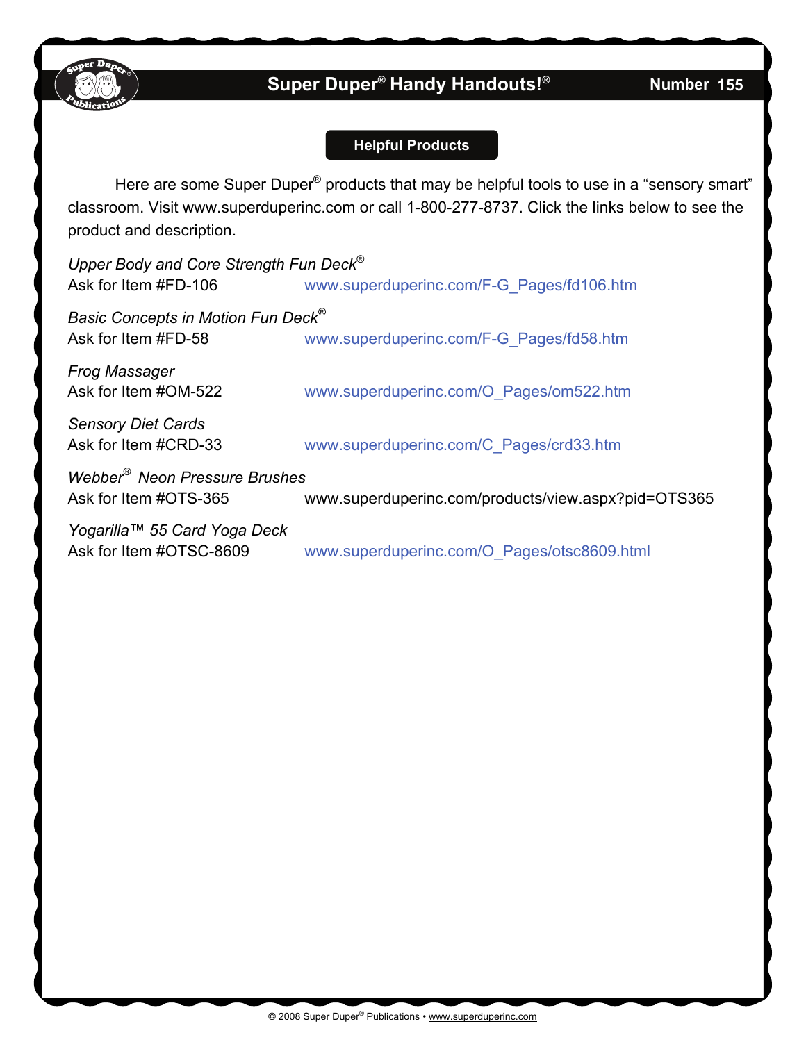## Helpful Products

Here are some Super Duper® products that may be helpful tools to use in a “sensory smart” classroom. Visit www.superduperinc.com or call 1-800-277-8737. Click the links below to see the product and description.

*Upper Body and Core Strength Fun Deck®*
Ask for Item #FD-106 www.superduperinc.com/F-G_Pages/fd106.htm

*Basic Concepts in Motion Fun Deck®*
Ask for Item #FD-58 www.superduperinc.com/F-G_Pages/fd58.htm

*Frog Massager*
Ask for Item #OM-522 www.superduperinc.com/O_Pages/om522.htm

*Sensory Diet Cards*
Ask for Item #CRD-33 www.superduperinc.com/C_Pages/crd33.htm

*Webber® Neon Pressure Brushes*
Ask for Item #OTS-365 www.superduperinc.com/products/view.aspx?pid=OTS365

*Yogarilla™ 55 Card Yoga Deck*
Ask for Item #OTSC-8609 www.superduperinc.com/O_Pages/otsc8609.html